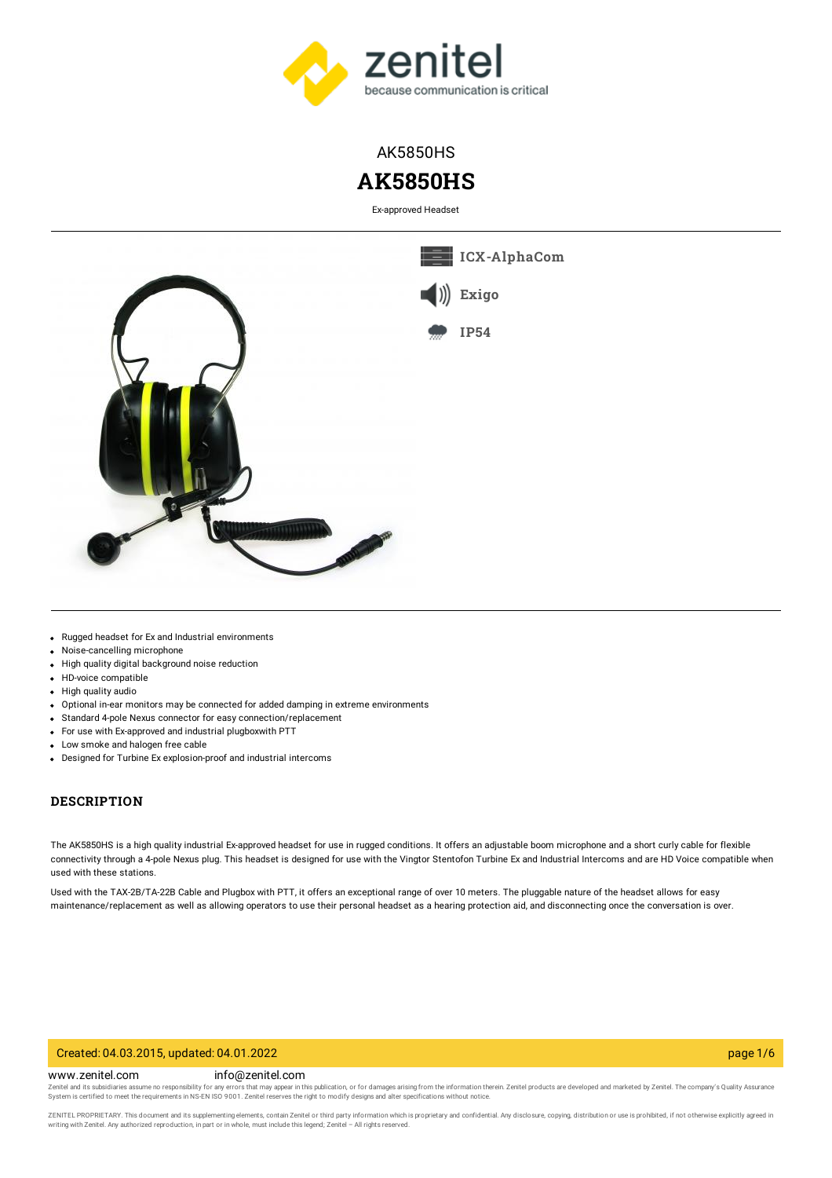AK5850HS

# AK5850HS

Ex-approved Headset

ICX-AlphaCom

Exigo

IP54

- Rugged headset for Ex and Industrial environments
- Noise-cancelling microphone
- High quality digital background noise reduction
- HD-voice compatible
- High quality audio
- Optional in-ear monitors may be connected for added damping in extreme environments
- Standard 4-pole Nexus connector for easy connection/replacement
- For use with Ex-approved and industrial plugboxwith PTT
- Low smoke and halogen free cable
- Designed for Turbine Ex explosion-proof and industrial intercoms

## DESCRIPTION

The AK5850HS is a high quality industrial Ex-approved headset for use in rugged conditions. It offers an adjustable boom microphone and a short curly cable for flexible connectivity through a 4-pole Nexus plug. This headset is designed for use with the Vingtor Stentofon Turbine Ex and Industrial Intercoms and are HD Voice compatible when used with these stations.

Used with the TAX-2B/TA-22B Cable and Plugbox with PTT, it offers an exceptional range of over 10 meters. The pluggable nature of the headset allows for easy maintenance/replacement as well as allowing operators to use their personal headset as a hearing protection aid, and disconnecting once the conversation is over.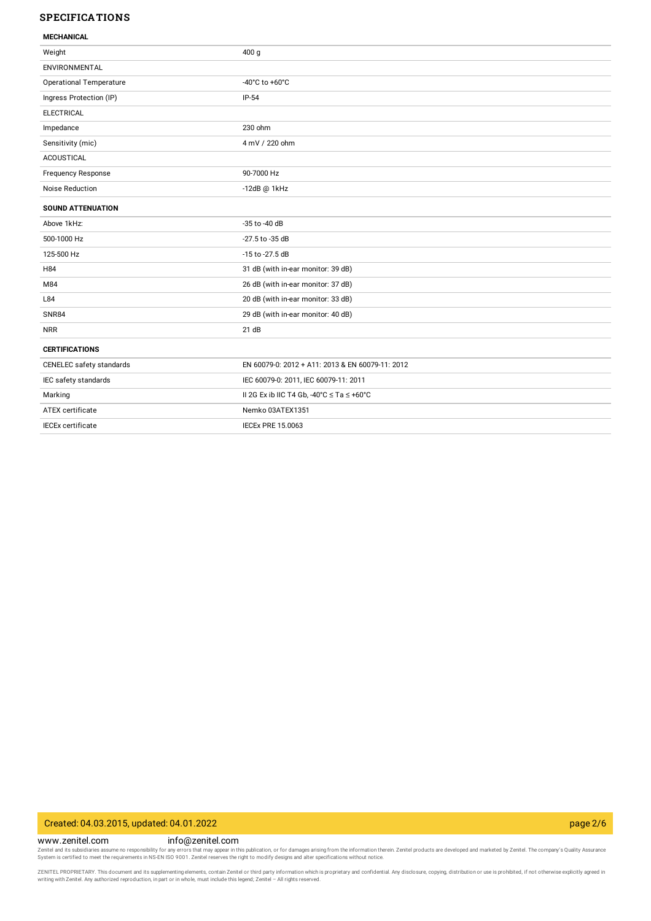## SPECIFICATIONS

| MECHANICAL | |
|---|---|
| Weight | 400 g |
| ENVIRONMENTAL | |
| Operational Temperature | -40°C to +60°C |
| Ingress Protection (IP) | IP-54 |
| ELECTRICAL | |
| Impedance | 230 ohm |
| Sensitivity (mic) | 4 mV / 220 ohm |
| ACOUSTICAL | |
| Frequency Response | 90-7000 Hz |
| Noise Reduction | -12dB @ 1kHz |

| SOUND ATTENUATION | |
|---|---|
| Above 1kHz: | -35 to -40 dB |
| 500-1000 Hz | -27.5 to -35 dB |
| 125-500 Hz | -15 to -27.5 dB |
| H84 | 31 dB (with in-ear monitor: 39 dB) |
| M84 | 26 dB (with in-ear monitor: 37 dB) |
| L84 | 20 dB (with in-ear monitor: 33 dB) |
| SNR84 | 29 dB (with in-ear monitor: 40 dB) |
| NRR | 21 dB |

| CERTIFICATIONS | |
|---|---|
| CENELEC safety standards | EN 60079-0: 2012 + A11: 2013 & EN 60079-11: 2012 |
| IEC safety standards | IEC 60079-0: 2011, IEC 60079-11: 2011 |
| Marking | II 2G Ex ib IIC T4 Gb, -40°C ≤ Ta ≤ +60°C |
| ATEX certificate | Nemko 03ATEX1351 |
| IECEx certificate | IECEx PRE 15.0063 |

Created: 04.03.2015, updated: 04.01.2022

www.zenitel.com info@zenitel.com

Zenitel and its subsidiaries assume no responsibility for any errors that may appear in this publication, or for damages arising from the information therein. Zenitel products are developed and marketed by Zenitel. The company's Quality Assurance System is certified to meet the requirements in NS-EN ISO 9001. Zenitel reserves the right to modify designs and alter specifications without notice.

ZENITEL PROPRIETARY. This document and its supplementing elements, contain Zenitel or third party information which is proprietary and confidential. Any disclosure, copying, distribution or use is prohibited, if not otherwise explicitly agreed in writing with Zenitel. Any authorized reproduction, in part or in whole, must include this legend; Zenitel – All rights reserved.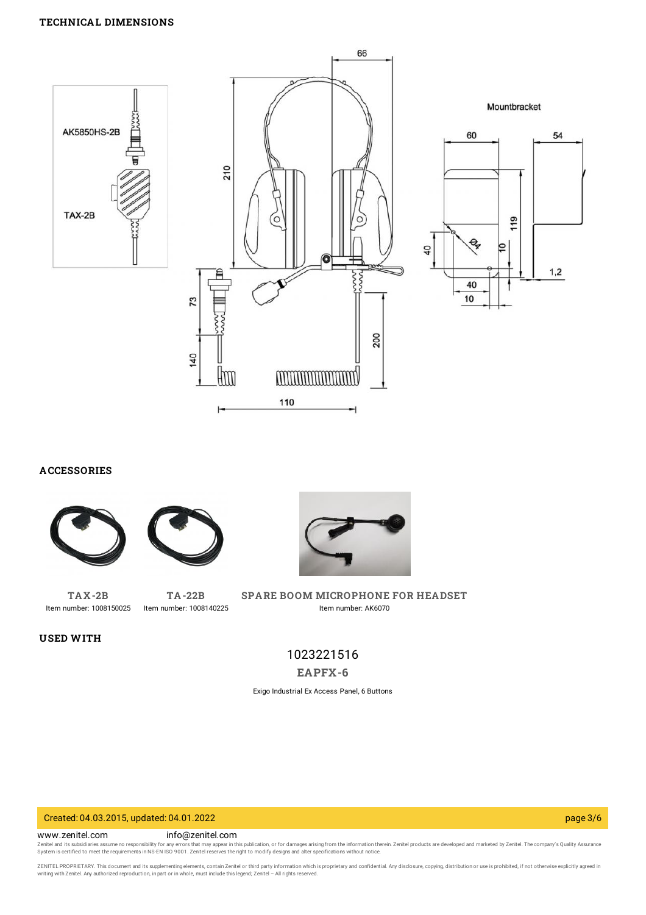## TECHNICAL DIMENSIONS

## ACCESSORIES

**TAX-2B**
Item number: 1008150025

**TA-22B**
Item number: 1008140225

**SPARE BOOM MICROPHONE FOR HEADSET**
Item number: AK6070

## USED WITH

1023221516

**EAPFX-6**

Exigo Industrial Ex Access Panel, 6 Buttons

Created: 04.03.2015, updated: 04.01.2022

www.zenitel.com info@zenitel.com

Zenitel and its subsidiaries assume no responsibility for any errors that may appear in this publication, or for damages arising from the information therein. Zenitel products are developed and marketed by Zenitel. The company's Quality Assurance System is certified to meet the requirements in NS-EN ISO 9001. Zenitel reserves the right to modify designs and alter specifications without notice.

ZENITEL PROPRIETARY. This document and its supplementing elements, contain Zenitel or third party information which is proprietary and confidential. Any disclosure, copying, distribution or use is prohibited, if not otherwise explicitly agreed in writing with Zenitel. Any authorized reproduction, in part or in whole, must include this legend; Zenitel – All rights reserved.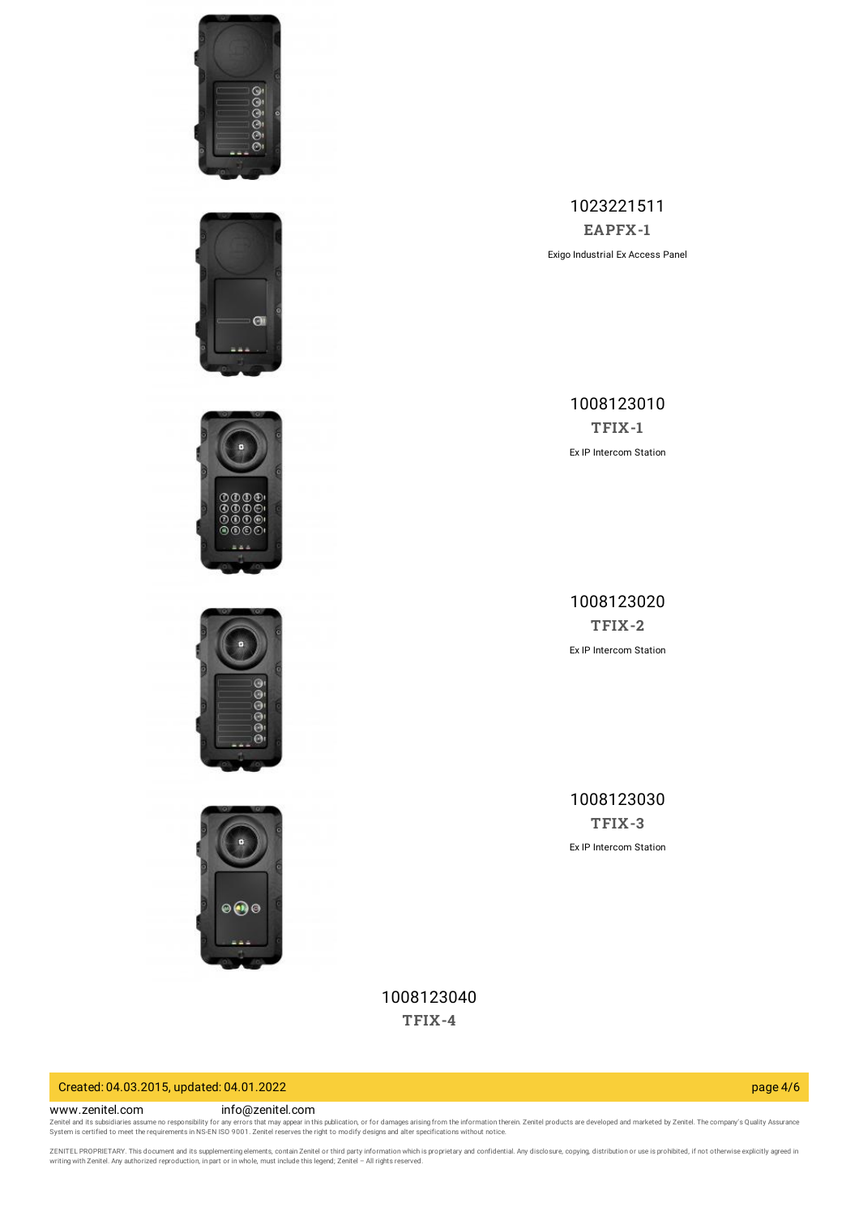1023221511

**EAPFX-1**

Exigo Industrial Ex Access Panel

1008123010

**TFIX-1**

Ex IP Intercom Station

1008123020

**TFIX-2**

Ex IP Intercom Station

1008123030

**TFIX-3**

Ex IP Intercom Station

1008123040

**TFIX-4**

Created: 04.03.2015, updated: 04.01.2022

www.zenitel.com info@zenitel.com

Zenitel and its subsidiaries assume no responsibility for any errors that may appear in this publication, or for damages arising from the information therein. Zenitel products are developed and marketed by Zenitel. The company's Quality Assurance System is certified to meet the requirements in NS-EN ISO 9001. Zenitel reserves the right to modify designs and alter specifications without notice.

ZENITEL PROPRIETARY. This document and its supplementing elements, contain Zenitel or third party information which is proprietary and confidential. Any disclosure, copying, distribution or use is prohibited, if not otherwise explicitly agreed in writing with Zenitel. Any authorized reproduction, in part or in whole, must include this legend; Zenitel – All rights reserved.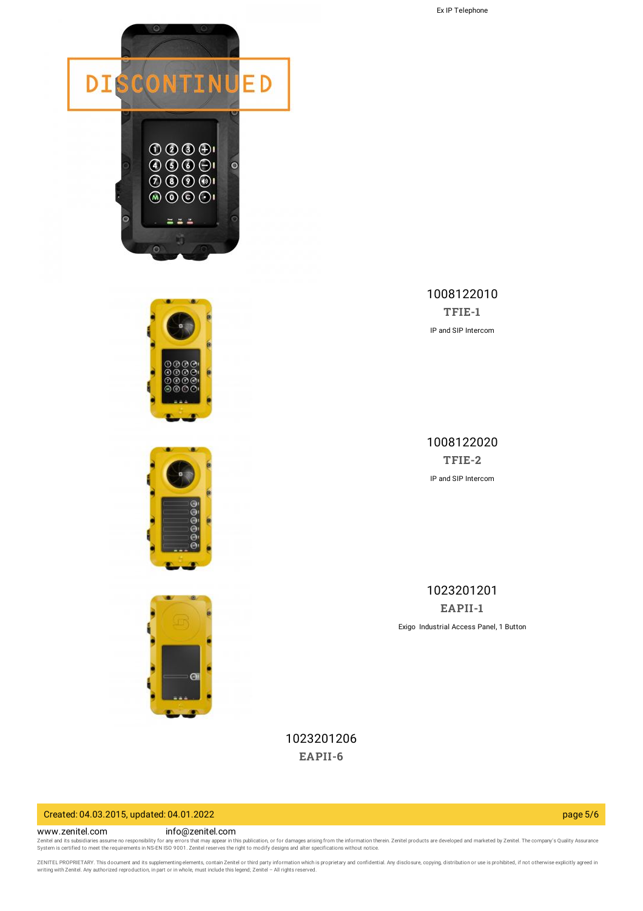DISCONTINUED

Ex IP Telephone

1008122010

**TFIE-1**

IP and SIP Intercom

1008122020

**TFIE-2**

IP and SIP Intercom

1023201201

**EAPII-1**

Exigo Industrial Access Panel, 1 Button

1023201206

**EAPII-6**

Created: 04.03.2015, updated: 04.01.2022

www.zenitel.com info@zenitel.com

Zenitel and its subsidiaries assume no responsibility for any errors that may appear in this publication, or for damages arising from the information therein. Zenitel products are developed and marketed by Zenitel. The company's Quality Assurance System is certified to meet the requirements in NS-EN ISO 9001. Zenitel reserves the right to modify designs and alter specifications without notice.

ZENITEL PROPRIETARY. This document and its supplementing elements, contain Zenitel or third party information which is proprietary and confidential. Any disclosure, copying, distribution or use is prohibited, if not otherwise explicitly agreed in writing with Zenitel. Any authorized reproduction, in part or in whole, must include this legend; Zenitel – All rights reserved.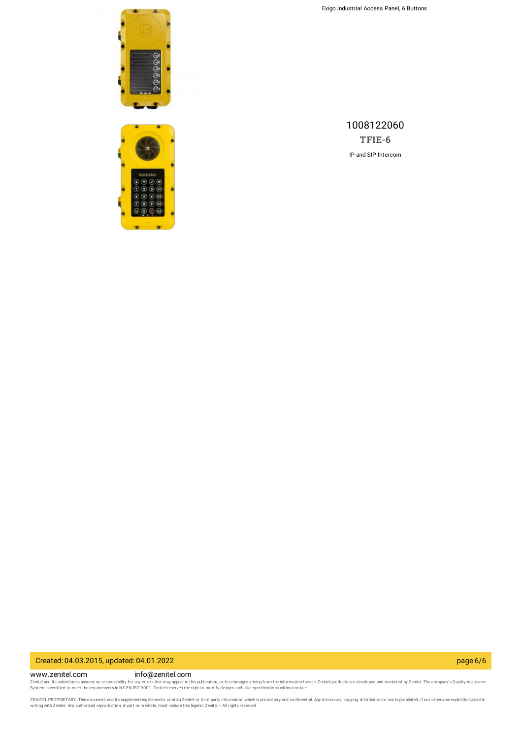1008122060

**TFIE-6**

IP and SIP Intercom

Created: 04.03.2015, updated: 04.01.2022

www.zenitel.com info@zenitel.com

Zenitel and its subsidiaries assume no responsibility for any errors that may appear in this publication, or for damages arising from the information therein. Zenitel products are developed and marketed by Zenitel. The company's Quality Assurance System is certified to meet the requirements in NS-EN ISO 9001. Zenitel reserves the right to modify designs and alter specifications without notice.

ZENITEL PROPRIETARY. This document and its supplementing elements, contain Zenitel or third party information which is proprietary and confidential. Any disclosure, copying, distribution or use is prohibited, if not otherwise explicitly agreed in writing with Zenitel. Any authorized reproduction, in part or in whole, must include this legend; Zenitel – All rights reserved.